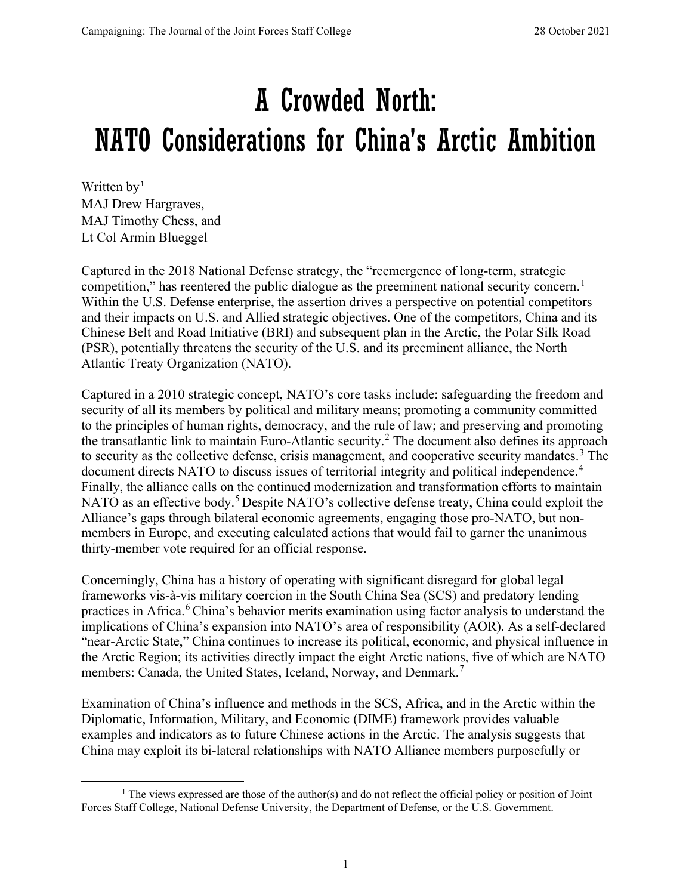# A Crowded North: NATO Considerations for China's Arctic Ambition

Written by[1]
MAJ Drew Hargraves,
MAJ Timothy Chess, and
Lt Col Armin Blueggel

Captured in the 2018 National Defense strategy, the "reemergence of long-term, strategic competition," has reentered the public dialogue as the preeminent national security concern.[1] Within the U.S. Defense enterprise, the assertion drives a perspective on potential competitors and their impacts on U.S. and Allied strategic objectives. One of the competitors, China and its Chinese Belt and Road Initiative (BRI) and subsequent plan in the Arctic, the Polar Silk Road (PSR), potentially threatens the security of the U.S. and its preeminent alliance, the North Atlantic Treaty Organization (NATO).

Captured in a 2010 strategic concept, NATO's core tasks include: safeguarding the freedom and security of all its members by political and military means; promoting a community committed to the principles of human rights, democracy, and the rule of law; and preserving and promoting the transatlantic link to maintain Euro-Atlantic security.[2] The document also defines its approach to security as the collective defense, crisis management, and cooperative security mandates.[3] The document directs NATO to discuss issues of territorial integrity and political independence.[4] Finally, the alliance calls on the continued modernization and transformation efforts to maintain NATO as an effective body.[5] Despite NATO's collective defense treaty, China could exploit the Alliance's gaps through bilateral economic agreements, engaging those pro-NATO, but non-members in Europe, and executing calculated actions that would fail to garner the unanimous thirty-member vote required for an official response.

Concerningly, China has a history of operating with significant disregard for global legal frameworks vis-à-vis military coercion in the South China Sea (SCS) and predatory lending practices in Africa.[6] China's behavior merits examination using factor analysis to understand the implications of China's expansion into NATO's area of responsibility (AOR). As a self-declared "near-Arctic State," China continues to increase its political, economic, and physical influence in the Arctic Region; its activities directly impact the eight Arctic nations, five of which are NATO members: Canada, the United States, Iceland, Norway, and Denmark.[7]

Examination of China's influence and methods in the SCS, Africa, and in the Arctic within the Diplomatic, Information, Military, and Economic (DIME) framework provides valuable examples and indicators as to future Chinese actions in the Arctic. The analysis suggests that China may exploit its bi-lateral relationships with NATO Alliance members purposefully or

[1] The views expressed are those of the author(s) and do not reflect the official policy or position of Joint Forces Staff College, National Defense University, the Department of Defense, or the U.S. Government.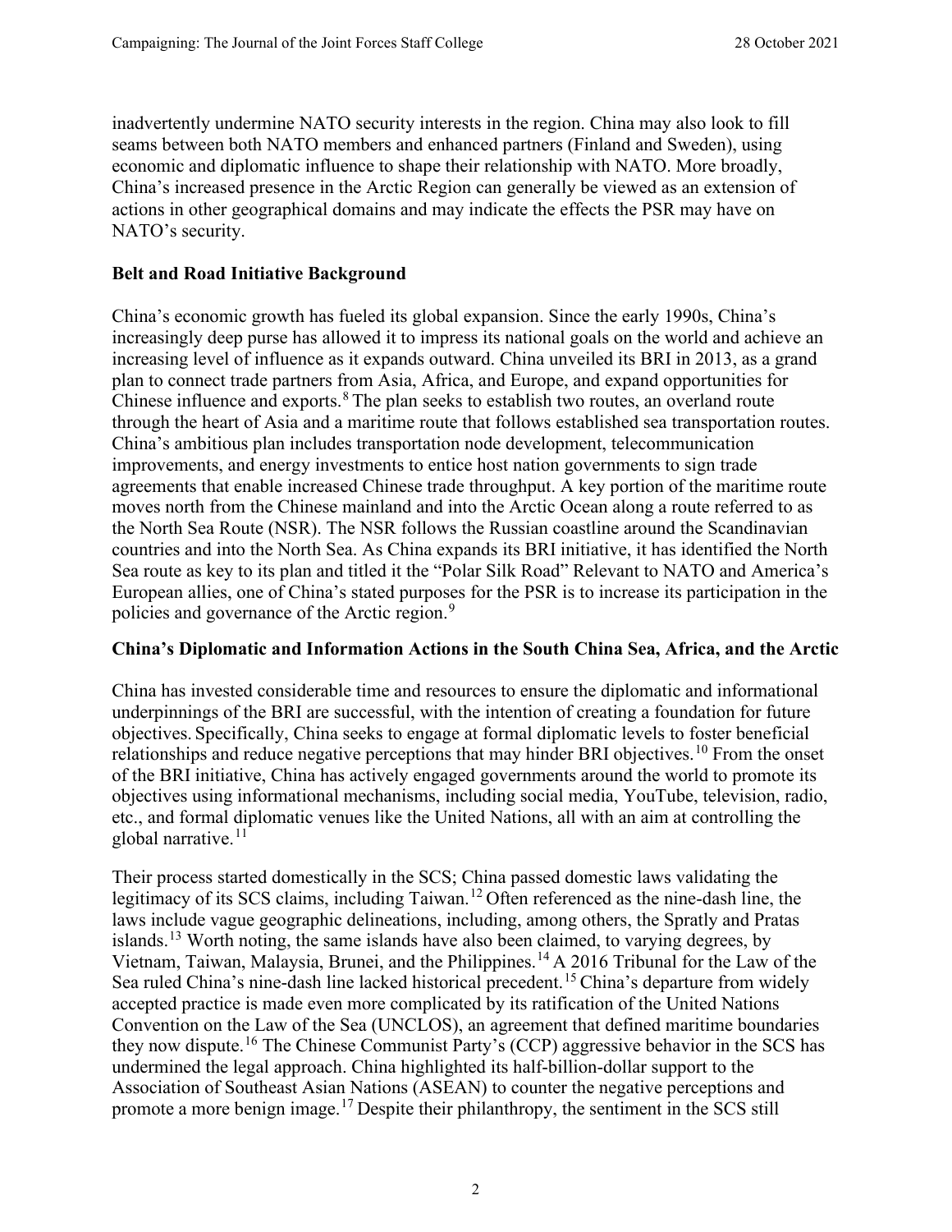inadvertently undermine NATO security interests in the region. China may also look to fill seams between both NATO members and enhanced partners (Finland and Sweden), using economic and diplomatic influence to shape their relationship with NATO. More broadly, China's increased presence in the Arctic Region can generally be viewed as an extension of actions in other geographical domains and may indicate the effects the PSR may have on NATO's security.

**Belt and Road Initiative Background**

China's economic growth has fueled its global expansion. Since the early 1990s, China's increasingly deep purse has allowed it to impress its national goals on the world and achieve an increasing level of influence as it expands outward. China unveiled its BRI in 2013, as a grand plan to connect trade partners from Asia, Africa, and Europe, and expand opportunities for Chinese influence and exports.[8] The plan seeks to establish two routes, an overland route through the heart of Asia and a maritime route that follows established sea transportation routes. China's ambitious plan includes transportation node development, telecommunication improvements, and energy investments to entice host nation governments to sign trade agreements that enable increased Chinese trade throughput. A key portion of the maritime route moves north from the Chinese mainland and into the Arctic Ocean along a route referred to as the North Sea Route (NSR). The NSR follows the Russian coastline around the Scandinavian countries and into the North Sea. As China expands its BRI initiative, it has identified the North Sea route as key to its plan and titled it the "Polar Silk Road" Relevant to NATO and America's European allies, one of China's stated purposes for the PSR is to increase its participation in the policies and governance of the Arctic region.[9]

**China's Diplomatic and Information Actions in the South China Sea, Africa, and the Arctic**

China has invested considerable time and resources to ensure the diplomatic and informational underpinnings of the BRI are successful, with the intention of creating a foundation for future objectives. Specifically, China seeks to engage at formal diplomatic levels to foster beneficial relationships and reduce negative perceptions that may hinder BRI objectives.[10] From the onset of the BRI initiative, China has actively engaged governments around the world to promote its objectives using informational mechanisms, including social media, YouTube, television, radio, etc., and formal diplomatic venues like the United Nations, all with an aim at controlling the global narrative.[11]

Their process started domestically in the SCS; China passed domestic laws validating the legitimacy of its SCS claims, including Taiwan.[12] Often referenced as the nine-dash line, the laws include vague geographic delineations, including, among others, the Spratly and Pratas islands.[13] Worth noting, the same islands have also been claimed, to varying degrees, by Vietnam, Taiwan, Malaysia, Brunei, and the Philippines.[14] A 2016 Tribunal for the Law of the Sea ruled China's nine-dash line lacked historical precedent.[15] China's departure from widely accepted practice is made even more complicated by its ratification of the United Nations Convention on the Law of the Sea (UNCLOS), an agreement that defined maritime boundaries they now dispute.[16] The Chinese Communist Party's (CCP) aggressive behavior in the SCS has undermined the legal approach. China highlighted its half-billion-dollar support to the Association of Southeast Asian Nations (ASEAN) to counter the negative perceptions and promote a more benign image.[17] Despite their philanthropy, the sentiment in the SCS still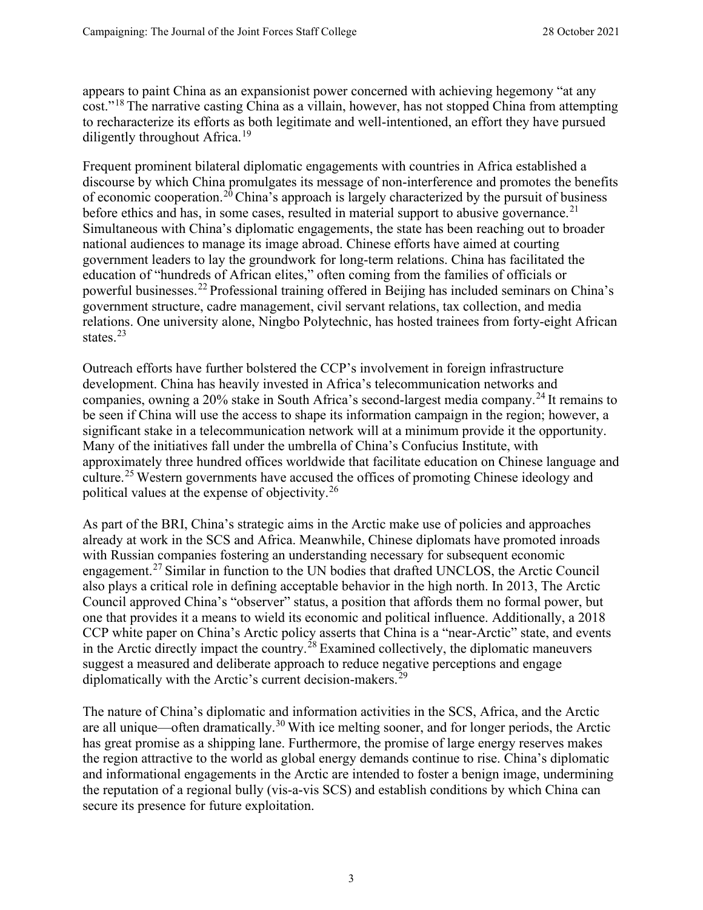appears to paint China as an expansionist power concerned with achieving hegemony "at any cost."[18] The narrative casting China as a villain, however, has not stopped China from attempting to recharacterize its efforts as both legitimate and well-intentioned, an effort they have pursued diligently throughout Africa.[19]

Frequent prominent bilateral diplomatic engagements with countries in Africa established a discourse by which China promulgates its message of non-interference and promotes the benefits of economic cooperation.[20] China's approach is largely characterized by the pursuit of business before ethics and has, in some cases, resulted in material support to abusive governance.[21] Simultaneous with China's diplomatic engagements, the state has been reaching out to broader national audiences to manage its image abroad. Chinese efforts have aimed at courting government leaders to lay the groundwork for long-term relations. China has facilitated the education of "hundreds of African elites," often coming from the families of officials or powerful businesses.[22] Professional training offered in Beijing has included seminars on China's government structure, cadre management, civil servant relations, tax collection, and media relations. One university alone, Ningbo Polytechnic, has hosted trainees from forty-eight African states.[23]

Outreach efforts have further bolstered the CCP's involvement in foreign infrastructure development. China has heavily invested in Africa's telecommunication networks and companies, owning a 20% stake in South Africa's second-largest media company.[24] It remains to be seen if China will use the access to shape its information campaign in the region; however, a significant stake in a telecommunication network will at a minimum provide it the opportunity. Many of the initiatives fall under the umbrella of China's Confucius Institute, with approximately three hundred offices worldwide that facilitate education on Chinese language and culture.[25] Western governments have accused the offices of promoting Chinese ideology and political values at the expense of objectivity.[26]

As part of the BRI, China's strategic aims in the Arctic make use of policies and approaches already at work in the SCS and Africa. Meanwhile, Chinese diplomats have promoted inroads with Russian companies fostering an understanding necessary for subsequent economic engagement.[27] Similar in function to the UN bodies that drafted UNCLOS, the Arctic Council also plays a critical role in defining acceptable behavior in the high north. In 2013, The Arctic Council approved China's "observer" status, a position that affords them no formal power, but one that provides it a means to wield its economic and political influence. Additionally, a 2018 CCP white paper on China's Arctic policy asserts that China is a "near-Arctic" state, and events in the Arctic directly impact the country.[28] Examined collectively, the diplomatic maneuvers suggest a measured and deliberate approach to reduce negative perceptions and engage diplomatically with the Arctic's current decision-makers.[29]

The nature of China's diplomatic and information activities in the SCS, Africa, and the Arctic are all unique—often dramatically.[30] With ice melting sooner, and for longer periods, the Arctic has great promise as a shipping lane. Furthermore, the promise of large energy reserves makes the region attractive to the world as global energy demands continue to rise. China's diplomatic and informational engagements in the Arctic are intended to foster a benign image, undermining the reputation of a regional bully (vis-a-vis SCS) and establish conditions by which China can secure its presence for future exploitation.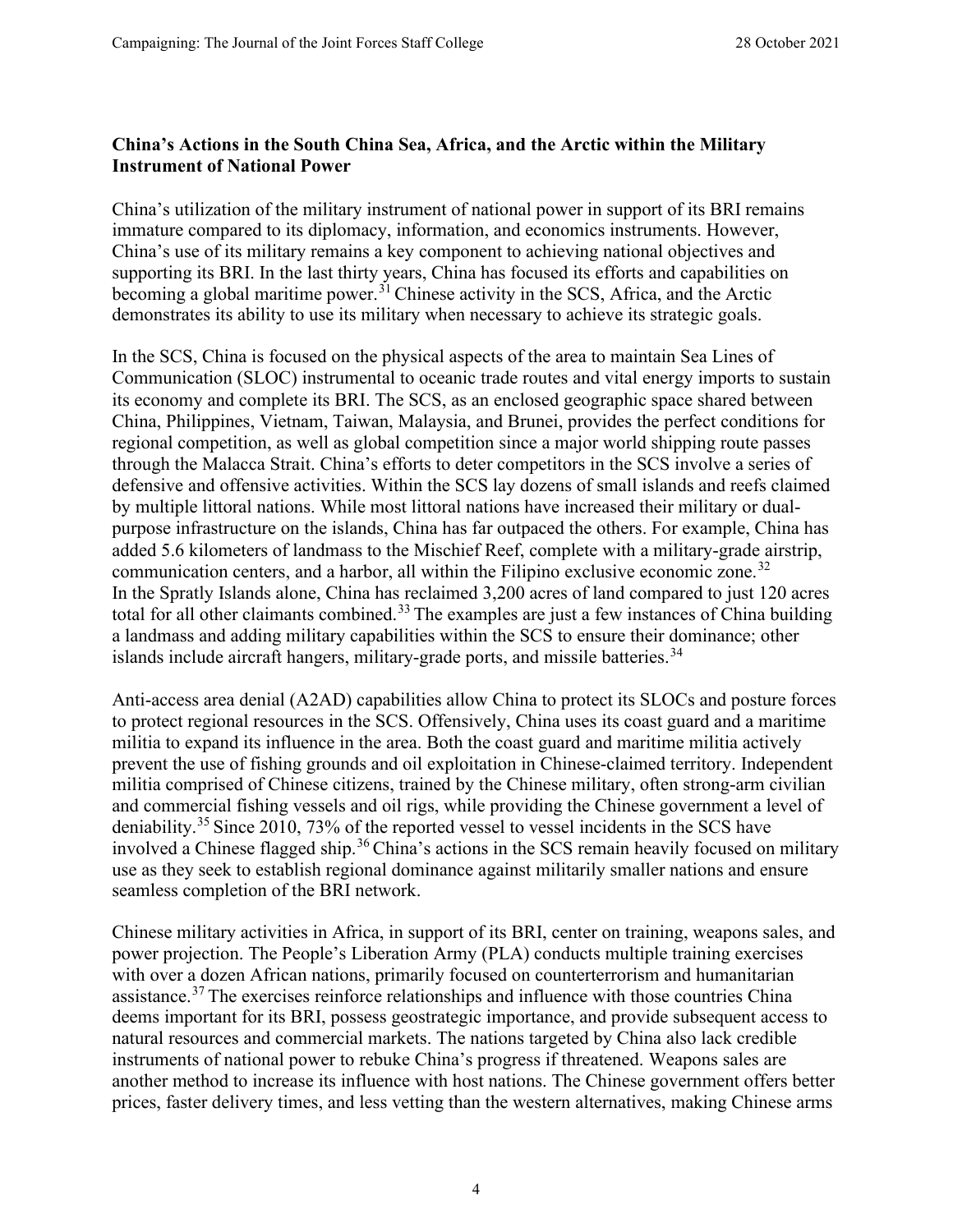**China's Actions in the South China Sea, Africa, and the Arctic within the Military Instrument of National Power**

China's utilization of the military instrument of national power in support of its BRI remains immature compared to its diplomacy, information, and economics instruments. However, China's use of its military remains a key component to achieving national objectives and supporting its BRI. In the last thirty years, China has focused its efforts and capabilities on becoming a global maritime power.[31] Chinese activity in the SCS, Africa, and the Arctic demonstrates its ability to use its military when necessary to achieve its strategic goals.

In the SCS, China is focused on the physical aspects of the area to maintain Sea Lines of Communication (SLOC) instrumental to oceanic trade routes and vital energy imports to sustain its economy and complete its BRI. The SCS, as an enclosed geographic space shared between China, Philippines, Vietnam, Taiwan, Malaysia, and Brunei, provides the perfect conditions for regional competition, as well as global competition since a major world shipping route passes through the Malacca Strait. China's efforts to deter competitors in the SCS involve a series of defensive and offensive activities. Within the SCS lay dozens of small islands and reefs claimed by multiple littoral nations. While most littoral nations have increased their military or dual-purpose infrastructure on the islands, China has far outpaced the others. For example, China has added 5.6 kilometers of landmass to the Mischief Reef, complete with a military-grade airstrip, communication centers, and a harbor, all within the Filipino exclusive economic zone.[32] In the Spratly Islands alone, China has reclaimed 3,200 acres of land compared to just 120 acres total for all other claimants combined.[33] The examples are just a few instances of China building a landmass and adding military capabilities within the SCS to ensure their dominance; other islands include aircraft hangers, military-grade ports, and missile batteries.[34]

Anti-access area denial (A2AD) capabilities allow China to protect its SLOCs and posture forces to protect regional resources in the SCS. Offensively, China uses its coast guard and a maritime militia to expand its influence in the area. Both the coast guard and maritime militia actively prevent the use of fishing grounds and oil exploitation in Chinese-claimed territory. Independent militia comprised of Chinese citizens, trained by the Chinese military, often strong-arm civilian and commercial fishing vessels and oil rigs, while providing the Chinese government a level of deniability.[35] Since 2010, 73% of the reported vessel to vessel incidents in the SCS have involved a Chinese flagged ship.[36] China's actions in the SCS remain heavily focused on military use as they seek to establish regional dominance against militarily smaller nations and ensure seamless completion of the BRI network.

Chinese military activities in Africa, in support of its BRI, center on training, weapons sales, and power projection. The People's Liberation Army (PLA) conducts multiple training exercises with over a dozen African nations, primarily focused on counterterrorism and humanitarian assistance.[37] The exercises reinforce relationships and influence with those countries China deems important for its BRI, possess geostrategic importance, and provide subsequent access to natural resources and commercial markets. The nations targeted by China also lack credible instruments of national power to rebuke China's progress if threatened. Weapons sales are another method to increase its influence with host nations. The Chinese government offers better prices, faster delivery times, and less vetting than the western alternatives, making Chinese arms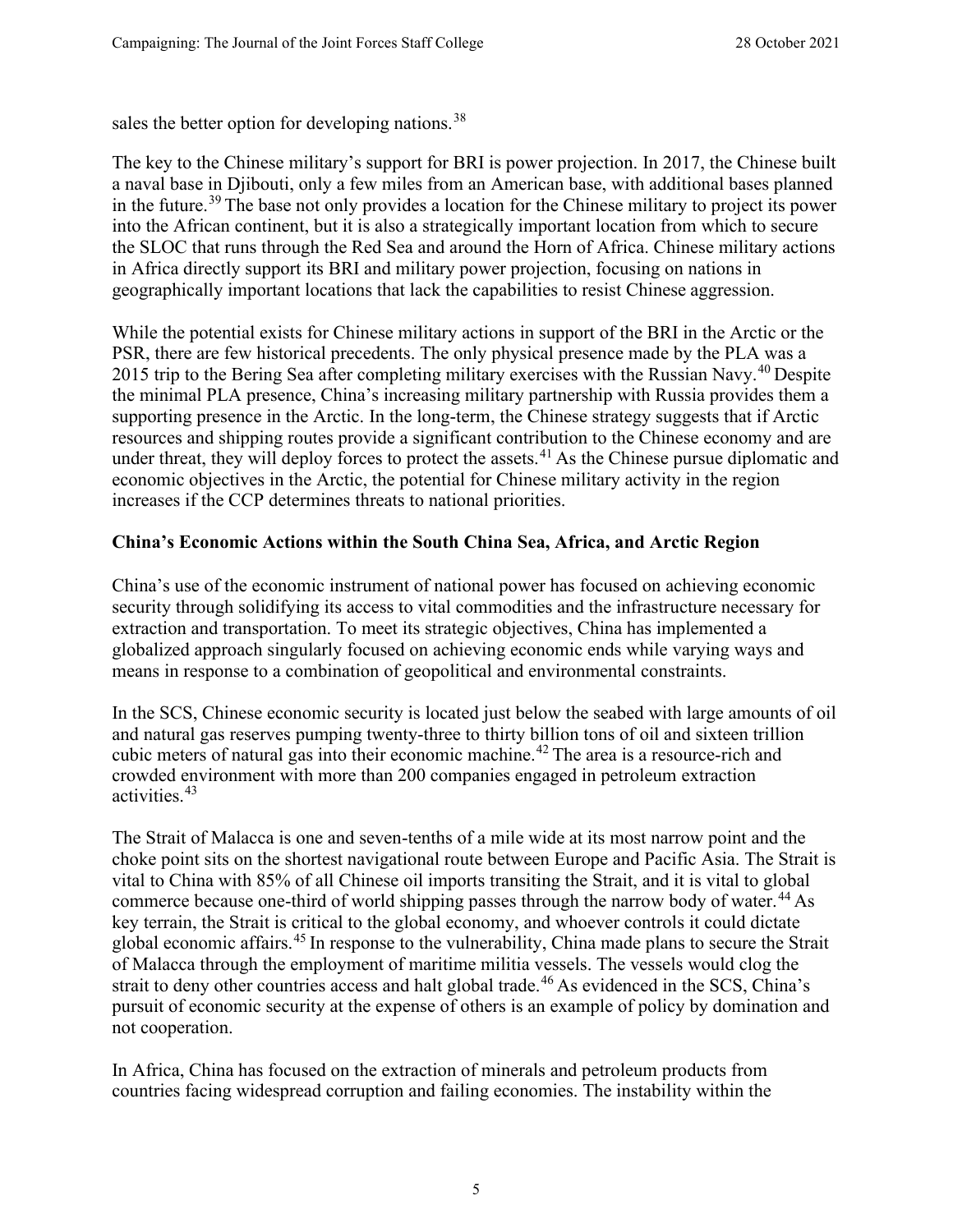sales the better option for developing nations.[38]

The key to the Chinese military's support for BRI is power projection. In 2017, the Chinese built a naval base in Djibouti, only a few miles from an American base, with additional bases planned in the future.[39] The base not only provides a location for the Chinese military to project its power into the African continent, but it is also a strategically important location from which to secure the SLOC that runs through the Red Sea and around the Horn of Africa. Chinese military actions in Africa directly support its BRI and military power projection, focusing on nations in geographically important locations that lack the capabilities to resist Chinese aggression.

While the potential exists for Chinese military actions in support of the BRI in the Arctic or the PSR, there are few historical precedents. The only physical presence made by the PLA was a 2015 trip to the Bering Sea after completing military exercises with the Russian Navy.[40] Despite the minimal PLA presence, China's increasing military partnership with Russia provides them a supporting presence in the Arctic. In the long-term, the Chinese strategy suggests that if Arctic resources and shipping routes provide a significant contribution to the Chinese economy and are under threat, they will deploy forces to protect the assets.[41] As the Chinese pursue diplomatic and economic objectives in the Arctic, the potential for Chinese military activity in the region increases if the CCP determines threats to national priorities.

**China's Economic Actions within the South China Sea, Africa, and Arctic Region**

China's use of the economic instrument of national power has focused on achieving economic security through solidifying its access to vital commodities and the infrastructure necessary for extraction and transportation. To meet its strategic objectives, China has implemented a globalized approach singularly focused on achieving economic ends while varying ways and means in response to a combination of geopolitical and environmental constraints.

In the SCS, Chinese economic security is located just below the seabed with large amounts of oil and natural gas reserves pumping twenty-three to thirty billion tons of oil and sixteen trillion cubic meters of natural gas into their economic machine.[42] The area is a resource-rich and crowded environment with more than 200 companies engaged in petroleum extraction activities.[43]

The Strait of Malacca is one and seven-tenths of a mile wide at its most narrow point and the choke point sits on the shortest navigational route between Europe and Pacific Asia. The Strait is vital to China with 85% of all Chinese oil imports transiting the Strait, and it is vital to global commerce because one-third of world shipping passes through the narrow body of water.[44] As key terrain, the Strait is critical to the global economy, and whoever controls it could dictate global economic affairs.[45] In response to the vulnerability, China made plans to secure the Strait of Malacca through the employment of maritime militia vessels. The vessels would clog the strait to deny other countries access and halt global trade.[46] As evidenced in the SCS, China's pursuit of economic security at the expense of others is an example of policy by domination and not cooperation.

In Africa, China has focused on the extraction of minerals and petroleum products from countries facing widespread corruption and failing economies. The instability within the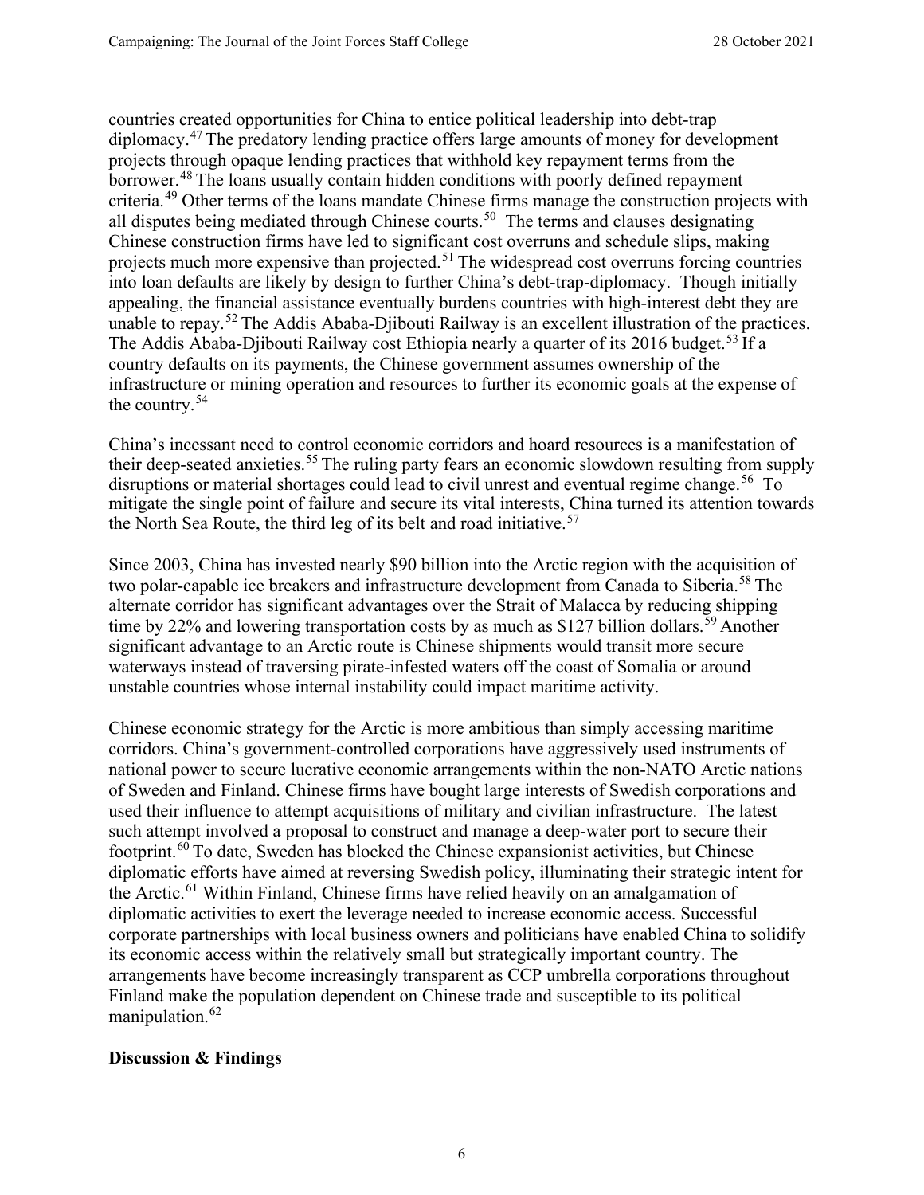countries created opportunities for China to entice political leadership into debt-trap diplomacy.[47] The predatory lending practice offers large amounts of money for development projects through opaque lending practices that withhold key repayment terms from the borrower.[48] The loans usually contain hidden conditions with poorly defined repayment criteria.[49] Other terms of the loans mandate Chinese firms manage the construction projects with all disputes being mediated through Chinese courts.[50] The terms and clauses designating Chinese construction firms have led to significant cost overruns and schedule slips, making projects much more expensive than projected.[51] The widespread cost overruns forcing countries into loan defaults are likely by design to further China's debt-trap-diplomacy. Though initially appealing, the financial assistance eventually burdens countries with high-interest debt they are unable to repay.[52] The Addis Ababa-Djibouti Railway is an excellent illustration of the practices. The Addis Ababa-Djibouti Railway cost Ethiopia nearly a quarter of its 2016 budget.[53] If a country defaults on its payments, the Chinese government assumes ownership of the infrastructure or mining operation and resources to further its economic goals at the expense of the country.[54]

China's incessant need to control economic corridors and hoard resources is a manifestation of their deep-seated anxieties.[55] The ruling party fears an economic slowdown resulting from supply disruptions or material shortages could lead to civil unrest and eventual regime change.[56] To mitigate the single point of failure and secure its vital interests, China turned its attention towards the North Sea Route, the third leg of its belt and road initiative.[57]

Since 2003, China has invested nearly $90 billion into the Arctic region with the acquisition of two polar-capable ice breakers and infrastructure development from Canada to Siberia.[58] The alternate corridor has significant advantages over the Strait of Malacca by reducing shipping time by 22% and lowering transportation costs by as much as $127 billion dollars.[59] Another significant advantage to an Arctic route is Chinese shipments would transit more secure waterways instead of traversing pirate-infested waters off the coast of Somalia or around unstable countries whose internal instability could impact maritime activity.

Chinese economic strategy for the Arctic is more ambitious than simply accessing maritime corridors. China's government-controlled corporations have aggressively used instruments of national power to secure lucrative economic arrangements within the non-NATO Arctic nations of Sweden and Finland. Chinese firms have bought large interests of Swedish corporations and used their influence to attempt acquisitions of military and civilian infrastructure. The latest such attempt involved a proposal to construct and manage a deep-water port to secure their footprint.[60] To date, Sweden has blocked the Chinese expansionist activities, but Chinese diplomatic efforts have aimed at reversing Swedish policy, illuminating their strategic intent for the Arctic.[61] Within Finland, Chinese firms have relied heavily on an amalgamation of diplomatic activities to exert the leverage needed to increase economic access. Successful corporate partnerships with local business owners and politicians have enabled China to solidify its economic access within the relatively small but strategically important country. The arrangements have become increasingly transparent as CCP umbrella corporations throughout Finland make the population dependent on Chinese trade and susceptible to its political manipulation.[62]

## Discussion & Findings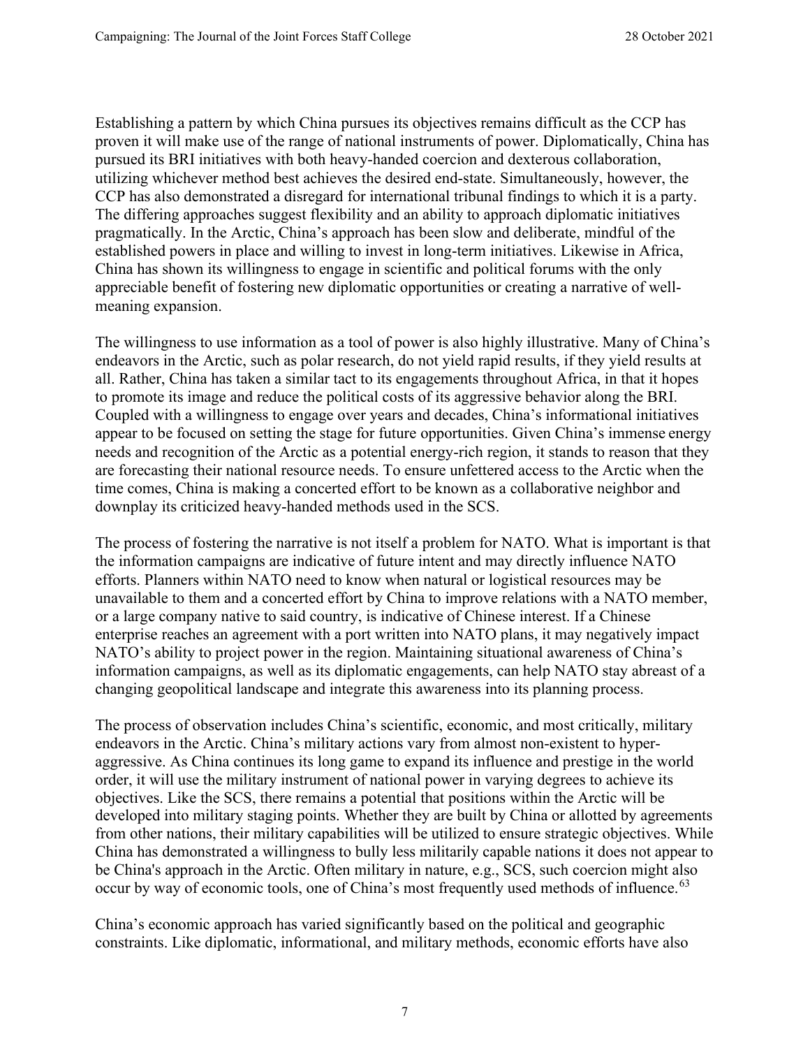Establishing a pattern by which China pursues its objectives remains difficult as the CCP has proven it will make use of the range of national instruments of power. Diplomatically, China has pursued its BRI initiatives with both heavy-handed coercion and dexterous collaboration, utilizing whichever method best achieves the desired end-state. Simultaneously, however, the CCP has also demonstrated a disregard for international tribunal findings to which it is a party. The differing approaches suggest flexibility and an ability to approach diplomatic initiatives pragmatically. In the Arctic, China's approach has been slow and deliberate, mindful of the established powers in place and willing to invest in long-term initiatives. Likewise in Africa, China has shown its willingness to engage in scientific and political forums with the only appreciable benefit of fostering new diplomatic opportunities or creating a narrative of well-meaning expansion.

The willingness to use information as a tool of power is also highly illustrative. Many of China's endeavors in the Arctic, such as polar research, do not yield rapid results, if they yield results at all. Rather, China has taken a similar tact to its engagements throughout Africa, in that it hopes to promote its image and reduce the political costs of its aggressive behavior along the BRI. Coupled with a willingness to engage over years and decades, China's informational initiatives appear to be focused on setting the stage for future opportunities. Given China's immense energy needs and recognition of the Arctic as a potential energy-rich region, it stands to reason that they are forecasting their national resource needs. To ensure unfettered access to the Arctic when the time comes, China is making a concerted effort to be known as a collaborative neighbor and downplay its criticized heavy-handed methods used in the SCS.

The process of fostering the narrative is not itself a problem for NATO. What is important is that the information campaigns are indicative of future intent and may directly influence NATO efforts. Planners within NATO need to know when natural or logistical resources may be unavailable to them and a concerted effort by China to improve relations with a NATO member, or a large company native to said country, is indicative of Chinese interest. If a Chinese enterprise reaches an agreement with a port written into NATO plans, it may negatively impact NATO's ability to project power in the region. Maintaining situational awareness of China's information campaigns, as well as its diplomatic engagements, can help NATO stay abreast of a changing geopolitical landscape and integrate this awareness into its planning process.

The process of observation includes China's scientific, economic, and most critically, military endeavors in the Arctic. China's military actions vary from almost non-existent to hyper-aggressive. As China continues its long game to expand its influence and prestige in the world order, it will use the military instrument of national power in varying degrees to achieve its objectives. Like the SCS, there remains a potential that positions within the Arctic will be developed into military staging points. Whether they are built by China or allotted by agreements from other nations, their military capabilities will be utilized to ensure strategic objectives. While China has demonstrated a willingness to bully less militarily capable nations it does not appear to be China's approach in the Arctic. Often military in nature, e.g., SCS, such coercion might also occur by way of economic tools, one of China's most frequently used methods of influence.[63]

China's economic approach has varied significantly based on the political and geographic constraints. Like diplomatic, informational, and military methods, economic efforts have also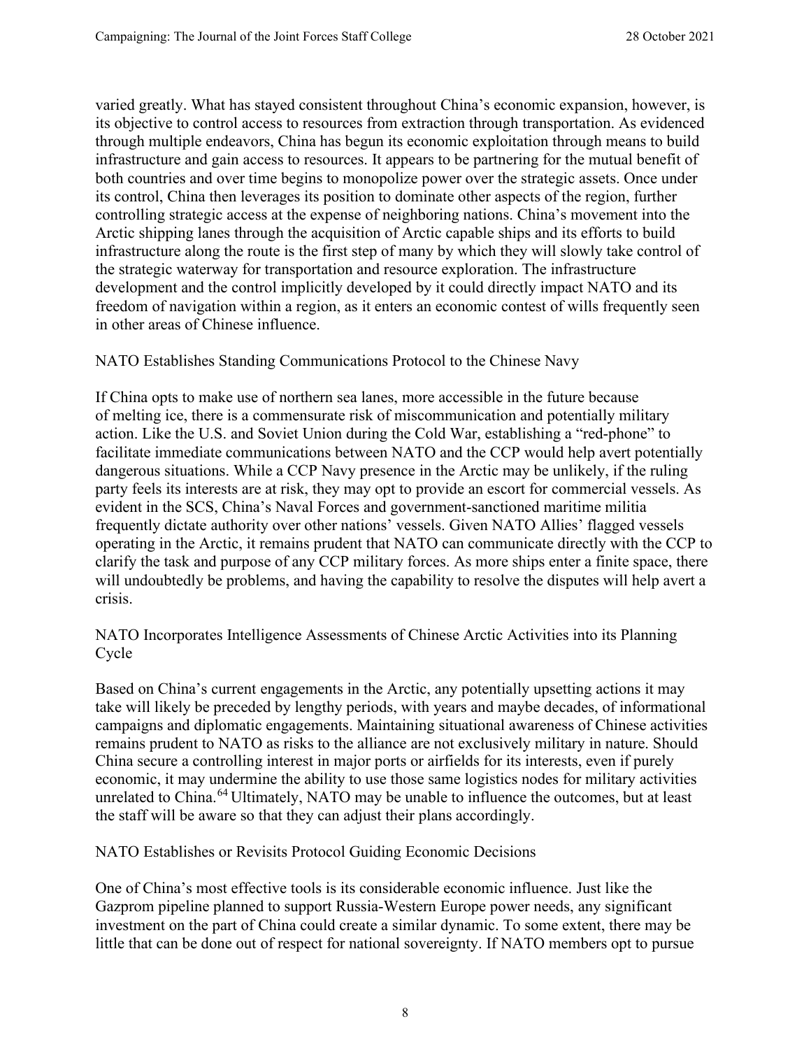varied greatly. What has stayed consistent throughout China's economic expansion, however, is its objective to control access to resources from extraction through transportation. As evidenced through multiple endeavors, China has begun its economic exploitation through means to build infrastructure and gain access to resources. It appears to be partnering for the mutual benefit of both countries and over time begins to monopolize power over the strategic assets. Once under its control, China then leverages its position to dominate other aspects of the region, further controlling strategic access at the expense of neighboring nations. China's movement into the Arctic shipping lanes through the acquisition of Arctic capable ships and its efforts to build infrastructure along the route is the first step of many by which they will slowly take control of the strategic waterway for transportation and resource exploration. The infrastructure development and the control implicitly developed by it could directly impact NATO and its freedom of navigation within a region, as it enters an economic contest of wills frequently seen in other areas of Chinese influence.

### NATO Establishes Standing Communications Protocol to the Chinese Navy

If China opts to make use of northern sea lanes, more accessible in the future because of melting ice, there is a commensurate risk of miscommunication and potentially military action. Like the U.S. and Soviet Union during the Cold War, establishing a "red-phone" to facilitate immediate communications between NATO and the CCP would help avert potentially dangerous situations. While a CCP Navy presence in the Arctic may be unlikely, if the ruling party feels its interests are at risk, they may opt to provide an escort for commercial vessels. As evident in the SCS, China's Naval Forces and government-sanctioned maritime militia frequently dictate authority over other nations' vessels. Given NATO Allies' flagged vessels operating in the Arctic, it remains prudent that NATO can communicate directly with the CCP to clarify the task and purpose of any CCP military forces. As more ships enter a finite space, there will undoubtedly be problems, and having the capability to resolve the disputes will help avert a crisis.

### NATO Incorporates Intelligence Assessments of Chinese Arctic Activities into its Planning Cycle

Based on China's current engagements in the Arctic, any potentially upsetting actions it may take will likely be preceded by lengthy periods, with years and maybe decades, of informational campaigns and diplomatic engagements. Maintaining situational awareness of Chinese activities remains prudent to NATO as risks to the alliance are not exclusively military in nature. Should China secure a controlling interest in major ports or airfields for its interests, even if purely economic, it may undermine the ability to use those same logistics nodes for military activities unrelated to China.[64] Ultimately, NATO may be unable to influence the outcomes, but at least the staff will be aware so that they can adjust their plans accordingly.

### NATO Establishes or Revisits Protocol Guiding Economic Decisions

One of China's most effective tools is its considerable economic influence. Just like the Gazprom pipeline planned to support Russia-Western Europe power needs, any significant investment on the part of China could create a similar dynamic. To some extent, there may be little that can be done out of respect for national sovereignty. If NATO members opt to pursue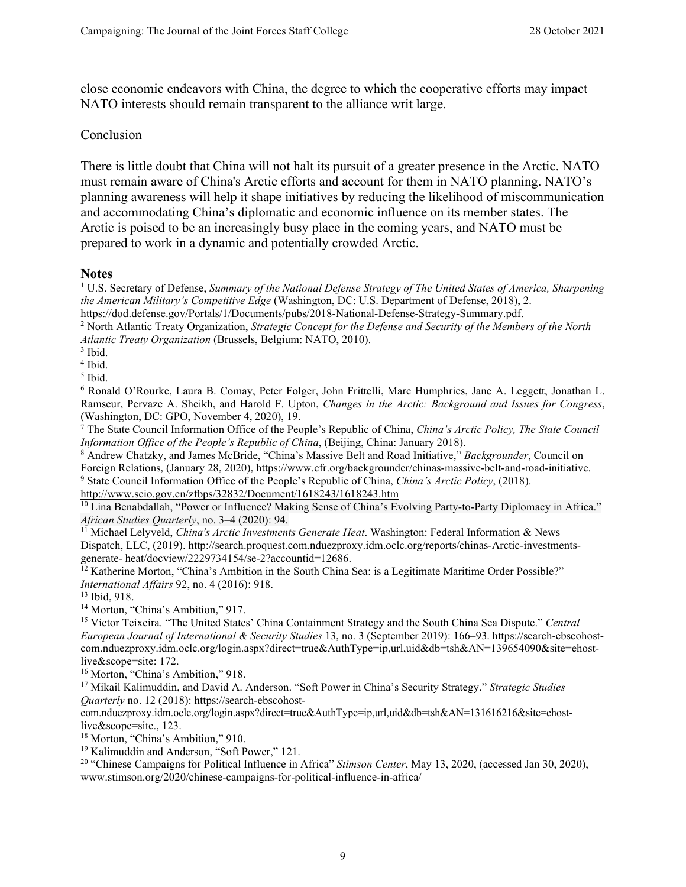close economic endeavors with China, the degree to which the cooperative efforts may impact NATO interests should remain transparent to the alliance writ large.

## Conclusion

There is little doubt that China will not halt its pursuit of a greater presence in the Arctic. NATO must remain aware of China's Arctic efforts and account for them in NATO planning. NATO's planning awareness will help it shape initiatives by reducing the likelihood of miscommunication and accommodating China's diplomatic and economic influence on its member states. The Arctic is poised to be an increasingly busy place in the coming years, and NATO must be prepared to work in a dynamic and potentially crowded Arctic.

## Notes

[1] U.S. Secretary of Defense, *Summary of the National Defense Strategy of The United States of America, Sharpening the American Military's Competitive Edge* (Washington, DC: U.S. Department of Defense, 2018), 2. https://dod.defense.gov/Portals/1/Documents/pubs/2018-National-Defense-Strategy-Summary.pdf.

[2] North Atlantic Treaty Organization, *Strategic Concept for the Defense and Security of the Members of the North Atlantic Treaty Organization* (Brussels, Belgium: NATO, 2010).

[3] Ibid.

[4] Ibid.

[5] Ibid.

[6] Ronald O'Rourke, Laura B. Comay, Peter Folger, John Frittelli, Marc Humphries, Jane A. Leggett, Jonathan L. Ramseur, Pervaze A. Sheikh, and Harold F. Upton, *Changes in the Arctic: Background and Issues for Congress*, (Washington, DC: GPO, November 4, 2020), 19.

[7] The State Council Information Office of the People's Republic of China, *China's Arctic Policy, The State Council Information Office of the People's Republic of China*, (Beijing, China: January 2018).

[8] Andrew Chatzky, and James McBride, "China's Massive Belt and Road Initiative," *Backgrounder*, Council on Foreign Relations, (January 28, 2020), https://www.cfr.org/backgrounder/chinas-massive-belt-and-road-initiative.

[9] State Council Information Office of the People's Republic of China, *China's Arctic Policy*, (2018). http://www.scio.gov.cn/zfbps/32832/Document/1618243/1618243.htm

[10] Lina Benabdallah, "Power or Influence? Making Sense of China's Evolving Party-to-Party Diplomacy in Africa." *African Studies Quarterly*, no. 3–4 (2020): 94.

[11] Michael Lelyveld, *China's Arctic Investments Generate Heat*. Washington: Federal Information & News Dispatch, LLC, (2019). http://search.proquest.com.nduezproxy.idm.oclc.org/reports/chinas-Arctic-investments-generate- heat/docview/2229734154/se-2?accountid=12686.

[12] Katherine Morton, "China's Ambition in the South China Sea: is a Legitimate Maritime Order Possible?" *International Affairs* 92, no. 4 (2016): 918.

[13] Ibid, 918.

[14] Morton, "China's Ambition," 917.

[15] Victor Teixeira. "The United States' China Containment Strategy and the South China Sea Dispute." *Central European Journal of International & Security Studies* 13, no. 3 (September 2019): 166–93. https://search-ebscohost-com.nduezproxy.idm.oclc.org/login.aspx?direct=true&AuthType=ip,url,uid&db=tsh&AN=139654090&site=ehost-live&scope=site: 172.

[16] Morton, "China's Ambition," 918.

[17] Mikail Kalimuddin, and David A. Anderson. "Soft Power in China's Security Strategy." *Strategic Studies Quarterly* no. 12 (2018): https://search-ebscohost-com.nduezproxy.idm.oclc.org/login.aspx?direct=true&AuthType=ip,url,uid&db=tsh&AN=131616216&site=ehost-live&scope=site., 123.

[18] Morton, "China's Ambition," 910.

[19] Kalimuddin and Anderson, "Soft Power," 121.

[20] "Chinese Campaigns for Political Influence in Africa" *Stimson Center*, May 13, 2020, (accessed Jan 30, 2020), www.stimson.org/2020/chinese-campaigns-for-political-influence-in-africa/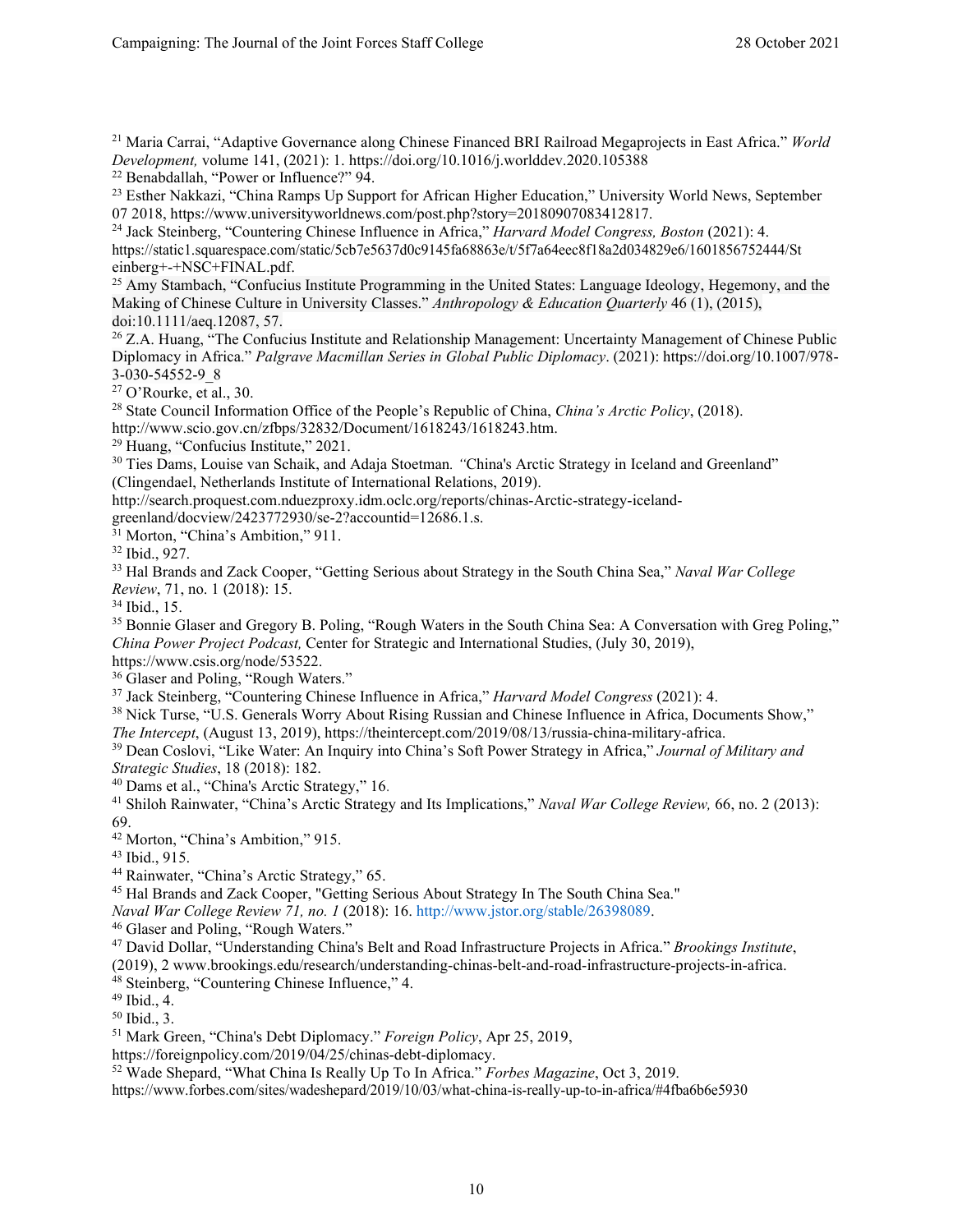[21] Maria Carrai, "Adaptive Governance along Chinese Financed BRI Railroad Megaprojects in East Africa." *World Development,* volume 141, (2021): 1. https://doi.org/10.1016/j.worlddev.2020.105388

[22] Benabdallah, "Power or Influence?" 94.

[23] Esther Nakkazi, "China Ramps Up Support for African Higher Education," University World News, September 07 2018, https://www.universityworldnews.com/post.php?story=20180907083412817.

[24] Jack Steinberg, "Countering Chinese Influence in Africa," *Harvard Model Congress, Boston* (2021): 4. https://static1.squarespace.com/static/5cb7e5637d0c9145fa68863e/t/5f7a64eec8f18a2d034829e6/1601856752444/Steinberg+-+NSC+FINAL.pdf.

[25] Amy Stambach, "Confucius Institute Programming in the United States: Language Ideology, Hegemony, and the Making of Chinese Culture in University Classes." *Anthropology & Education Quarterly* 46 (1), (2015), doi:10.1111/aeq.12087, 57.

[26] Z.A. Huang, "The Confucius Institute and Relationship Management: Uncertainty Management of Chinese Public Diplomacy in Africa." *Palgrave Macmillan Series in Global Public Diplomacy*. (2021): https://doi.org/10.1007/978-3-030-54552-9_8

[27] O'Rourke, et al., 30.

[28] State Council Information Office of the People's Republic of China, *China's Arctic Policy*, (2018). http://www.scio.gov.cn/zfbps/32832/Document/1618243/1618243.htm.

[29] Huang, "Confucius Institute," 2021.

[30] Ties Dams, Louise van Schaik, and Adaja Stoetman. *"*China's Arctic Strategy in Iceland and Greenland" (Clingendael, Netherlands Institute of International Relations, 2019). http://search.proquest.com.nduezproxy.idm.oclc.org/reports/chinas-Arctic-strategy-iceland-greenland/docview/2423772930/se-2?accountid=12686.1.s.

[31] Morton, "China's Ambition," 911.

[32] Ibid., 927.

[33] Hal Brands and Zack Cooper, "Getting Serious about Strategy in the South China Sea," *Naval War College Review*, 71, no. 1 (2018): 15.

[34] Ibid., 15.

[35] Bonnie Glaser and Gregory B. Poling, "Rough Waters in the South China Sea: A Conversation with Greg Poling," *China Power Project Podcast,* Center for Strategic and International Studies, (July 30, 2019), https://www.csis.org/node/53522.

[36] Glaser and Poling, "Rough Waters."

[37] Jack Steinberg, "Countering Chinese Influence in Africa," *Harvard Model Congress* (2021): 4.

[38] Nick Turse, "U.S. Generals Worry About Rising Russian and Chinese Influence in Africa, Documents Show," *The Intercept*, (August 13, 2019), https://theintercept.com/2019/08/13/russia-china-military-africa.

[39] Dean Coslovi, "Like Water: An Inquiry into China's Soft Power Strategy in Africa," *Journal of Military and Strategic Studies*, 18 (2018): 182.

[40] Dams et al., "China's Arctic Strategy," 16.

[41] Shiloh Rainwater, "China's Arctic Strategy and Its Implications," *Naval War College Review,* 66, no. 2 (2013): 69.

[42] Morton, "China's Ambition," 915.

[43] Ibid., 915.

[44] Rainwater, "China's Arctic Strategy," 65.

[45] Hal Brands and Zack Cooper, "Getting Serious About Strategy In The South China Sea." *Naval War College Review 71, no. 1* (2018): 16. http://www.jstor.org/stable/26398089.

[46] Glaser and Poling, "Rough Waters."

[47] David Dollar, "Understanding China's Belt and Road Infrastructure Projects in Africa." *Brookings Institute*, (2019), 2 www.brookings.edu/research/understanding-chinas-belt-and-road-infrastructure-projects-in-africa.

[48] Steinberg, "Countering Chinese Influence," 4.

[49] Ibid., 4.

[50] Ibid., 3.

[51] Mark Green, "China's Debt Diplomacy." *Foreign Policy*, Apr 25, 2019, https://foreignpolicy.com/2019/04/25/chinas-debt-diplomacy.

[52] Wade Shepard, "What China Is Really Up To In Africa." *Forbes Magazine*, Oct 3, 2019. https://www.forbes.com/sites/wadeshepard/2019/10/03/what-china-is-really-up-to-in-africa/#4fba6b6e5930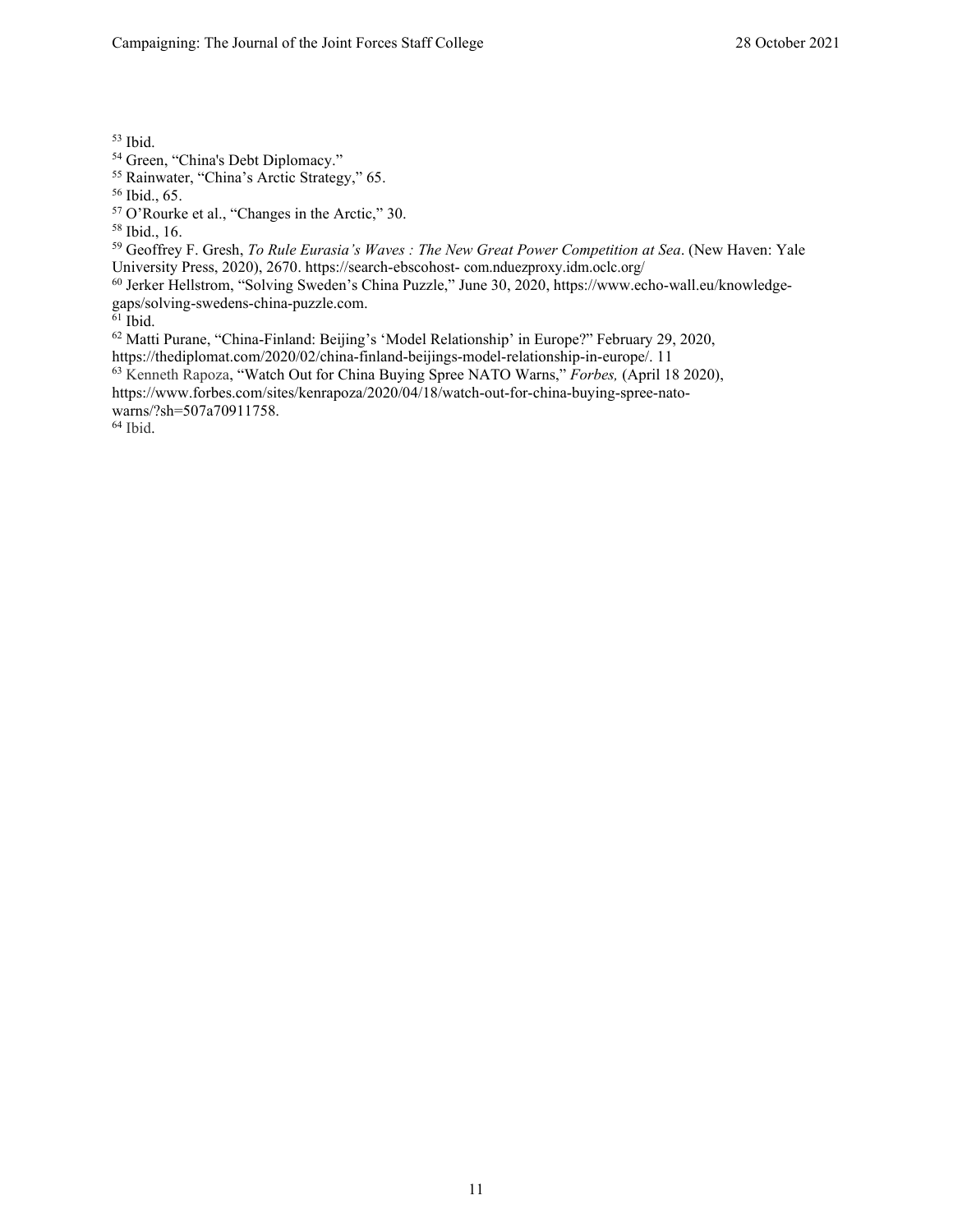[53] Ibid.

[54] Green, "China's Debt Diplomacy."

[55] Rainwater, "China's Arctic Strategy," 65.

[56] Ibid., 65.

[57] O'Rourke et al., "Changes in the Arctic," 30.

[58] Ibid., 16.

[59] Geoffrey F. Gresh, *To Rule Eurasia's Waves : The New Great Power Competition at Sea*. (New Haven: Yale University Press, 2020), 2670. https://search-ebscohost- com.nduezproxy.idm.oclc.org/

[60] Jerker Hellstrom, "Solving Sweden's China Puzzle," June 30, 2020, https://www.echo-wall.eu/knowledge-gaps/solving-swedens-china-puzzle.com.

[61] Ibid.

[62] Matti Purane, "China-Finland: Beijing's 'Model Relationship' in Europe?" February 29, 2020, https://thediplomat.com/2020/02/china-finland-beijings-model-relationship-in-europe/. 11

[63] Kenneth Rapoza, "Watch Out for China Buying Spree NATO Warns," *Forbes,* (April 18 2020), https://www.forbes.com/sites/kenrapoza/2020/04/18/watch-out-for-china-buying-spree-nato-warns/?sh=507a70911758.

[64] Ibid.